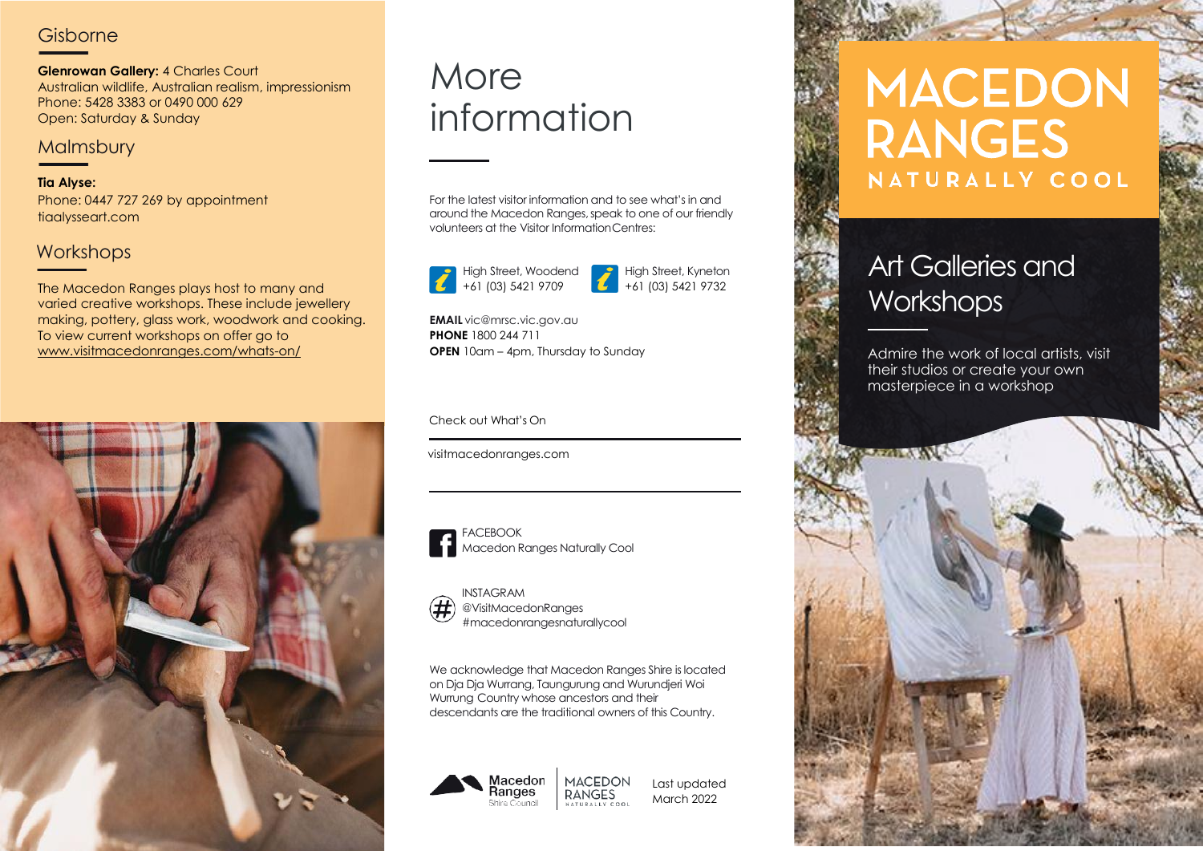## Gisborne

**Glenrowan Gallery:** 4 Charles Court
Australian wildlife, Australian realism, impressionism
Phone: 5428 3383 or 0490 000 629
Open: Saturday & Sunday

## Malmsbury

**Tia Alyse:**
Phone: 0447 727 269 by appointment
tiaalysseart.com

## Workshops

The Macedon Ranges plays host to many and varied creative workshops. These include jewellery making, pottery, glass work, woodwork and cooking. To view current workshops on offer go to www.visitmacedonranges.com/whats-on/

# More information

For the latest visitor information and to see what's in and around the Macedon Ranges, speak to one of our friendly volunteers at the Visitor Information Centres:

High Street, Woodend
+61 (03) 5421 9709

High Street, Kyneton
+61 (03) 5421 9732

**EMAIL** vic@mrsc.vic.gov.au
**PHONE** 1800 244 711
**OPEN** 10am – 4pm, Thursday to Sunday

Check out What's On

visitmacedonranges.com

FACEBOOK
Macedon Ranges Naturally Cool

INSTAGRAM
@VisitMacedonRanges
#macedonrangesnaturallycool

We acknowledge that Macedon Ranges Shire is located on Dja Dja Wurrang, Taungurung and Wurundjeri Woi Wurrung Country whose ancestors and their descendants are the traditional owners of this Country.

Macedon Ranges Shire Council | MACEDON RANGES NATURALLY COOL

Last updated March 2022

# MACEDON RANGES
NATURALLY COOL

## Art Galleries and Workshops

Admire the work of local artists, visit their studios or create your own masterpiece in a workshop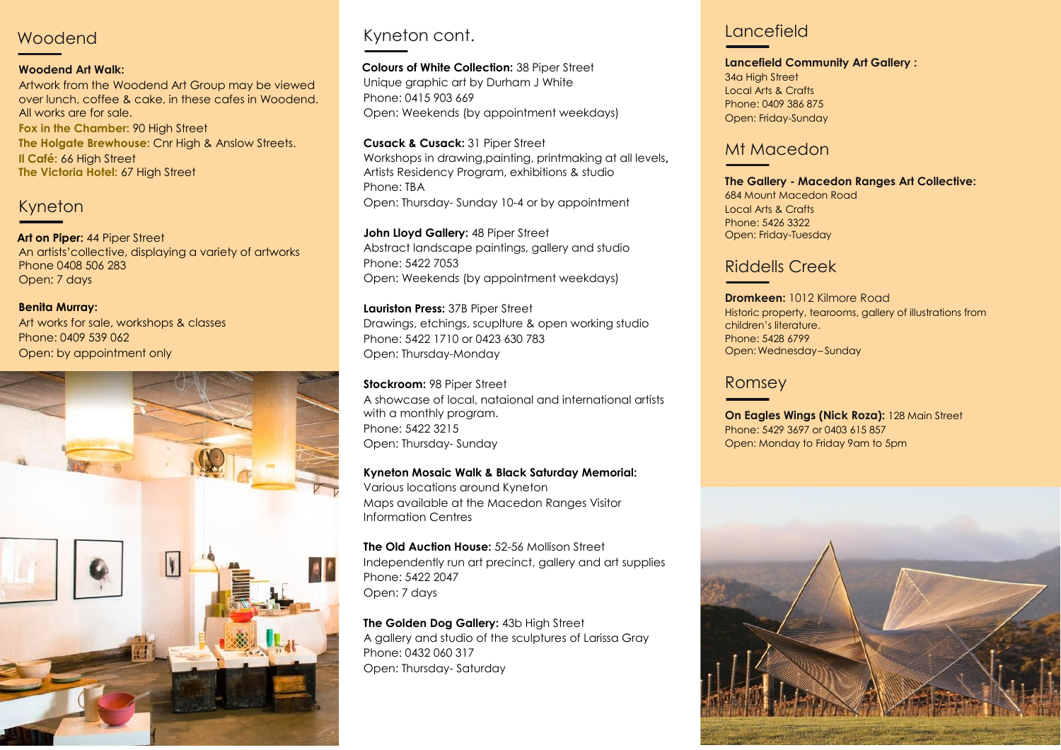## Woodend

**Woodend Art Walk:**

Artwork from the Woodend Art Group may be viewed over lunch, coffee & cake, in these cafes in Woodend. All works are for sale.

**Fox in the Chamber:** 90 High Street
**The Holgate Brewhouse:** Cnr High & Anslow Streets.
**Il Café:** 66 High Street
**The Victoria Hotel:** 67 High Street

## Kyneton

**Art on Piper:** 44 Piper Street
An artists'collective, displaying a variety of artworks
Phone 0408 506 283
Open; 7 days

**Benita Murray:**
Art works for sale, workshops & classes
Phone: 0409 539 062
Open: by appointment only

## Kyneton cont.

**Colours of White Collection:** 38 Piper Street
Unique graphic art by Durham J White
Phone: 0415 903 669
Open: Weekends (by appointment weekdays)

**Cusack & Cusack:** 31 Piper Street
Workshops in drawing,painting, printmaking at all levels,
Artists Residency Program, exhibitions & studio
Phone: TBA
Open: Thursday- Sunday 10-4 or by appointment

**John Lloyd Gallery:** 48 Piper Street
Abstract landscape paintings, gallery and studio
Phone: 5422 7053
Open: Weekends (by appointment weekdays)

**Lauriston Press:** 37B Piper Street
Drawings, etchings, scuplture & open working studio
Phone: 5422 1710 or 0423 630 783
Open: Thursday-Monday

**Stockroom:** 98 Piper Street
A showcase of local, nataional and international artists with a monthly program.
Phone: 5422 3215
Open: Thursday- Sunday

**Kyneton Mosaic Walk & Black Saturday Memorial:**
Various locations around Kyneton
Maps available at the Macedon Ranges Visitor Information Centres

**The Old Auction House:** 52-56 Mollison Street
Independently run art precinct, gallery and art supplies
Phone: 5422 2047
Open: 7 days

**The Golden Dog Gallery:** 43b High Street
A gallery and studio of the sculptures of Larissa Gray
Phone: 0432 060 317
Open: Thursday- Saturday

## Lancefield

**Lancefield Community Art Gallery :**
34a High Street
Local Arts & Crafts
Phone: 0409 386 875
Open: Friday-Sunday

## Mt Macedon

**The Gallery - Macedon Ranges Art Collective:**
684 Mount Macedon Road
Local Arts & Crafts
Phone: 5426 3322
Open: Friday-Tuesday

## Riddells Creek

**Dromkeen:** 1012 Kilmore Road
Historic property, tearooms, gallery of illustrations from children's literature.
Phone: 5428 6799
Open: Wednesday–Sunday

## Romsey

**On Eagles Wings (Nick Roza):** 128 Main Street
Phone: 5429 3697 or 0403 615 857
Open: Monday to Friday 9am to 5pm